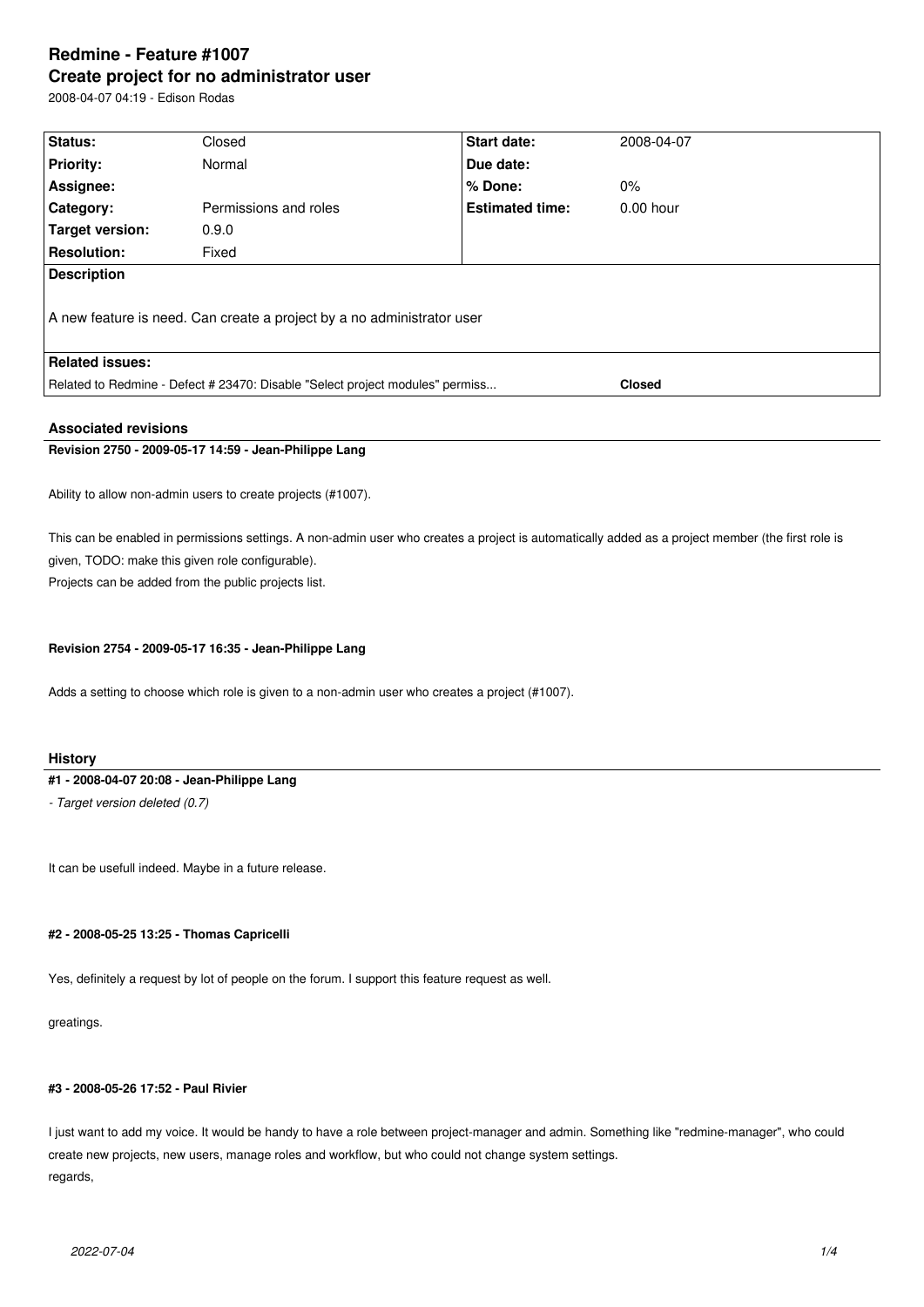# Redmine - Feature #1007

## Create project for no administrator user

2008-04-07 04:19 - Edison Rodas

| | | | |
|---|---|---|---|
| **Status:** | Closed | **Start date:** | 2008-04-07 |
| **Priority:** | Normal | **Due date:** | |
| **Assignee:** | | **% Done:** | 0% |
| **Category:** | Permissions and roles | **Estimated time:** | 0.00 hour |
| **Target version:** | 0.9.0 | | |
| **Resolution:** | Fixed | | |

**Description**

A new feature is need. Can create a project by a no administrator user

**Related issues:**

| | |
|---|---|
| Related to Redmine - Defect # 23470: Disable "Select project modules" permiss... | **Closed** |

### Associated revisions

**Revision 2750 - 2009-05-17 14:59 - Jean-Philippe Lang**

Ability to allow non-admin users to create projects (#1007).

This can be enabled in permissions settings. A non-admin user who creates a project is automatically added as a project member (the first role is given, TODO: make this given role configurable).
Projects can be added from the public projects list.

**Revision 2754 - 2009-05-17 16:35 - Jean-Philippe Lang**

Adds a setting to choose which role is given to a non-admin user who creates a project (#1007).

### History

**#1 - 2008-04-07 20:08 - Jean-Philippe Lang**

*- Target version deleted (0.7)*

It can be usefull indeed. Maybe in a future release.

**#2 - 2008-05-25 13:25 - Thomas Capricelli**

Yes, definitely a request by lot of people on the forum. I support this feature request as well.

greatings.

**#3 - 2008-05-26 17:52 - Paul Rivier**

I just want to add my voice. It would be handy to have a role between project-manager and admin. Something like "redmine-manager", who could create new projects, new users, manage roles and workflow, but who could not change system settings.
regards,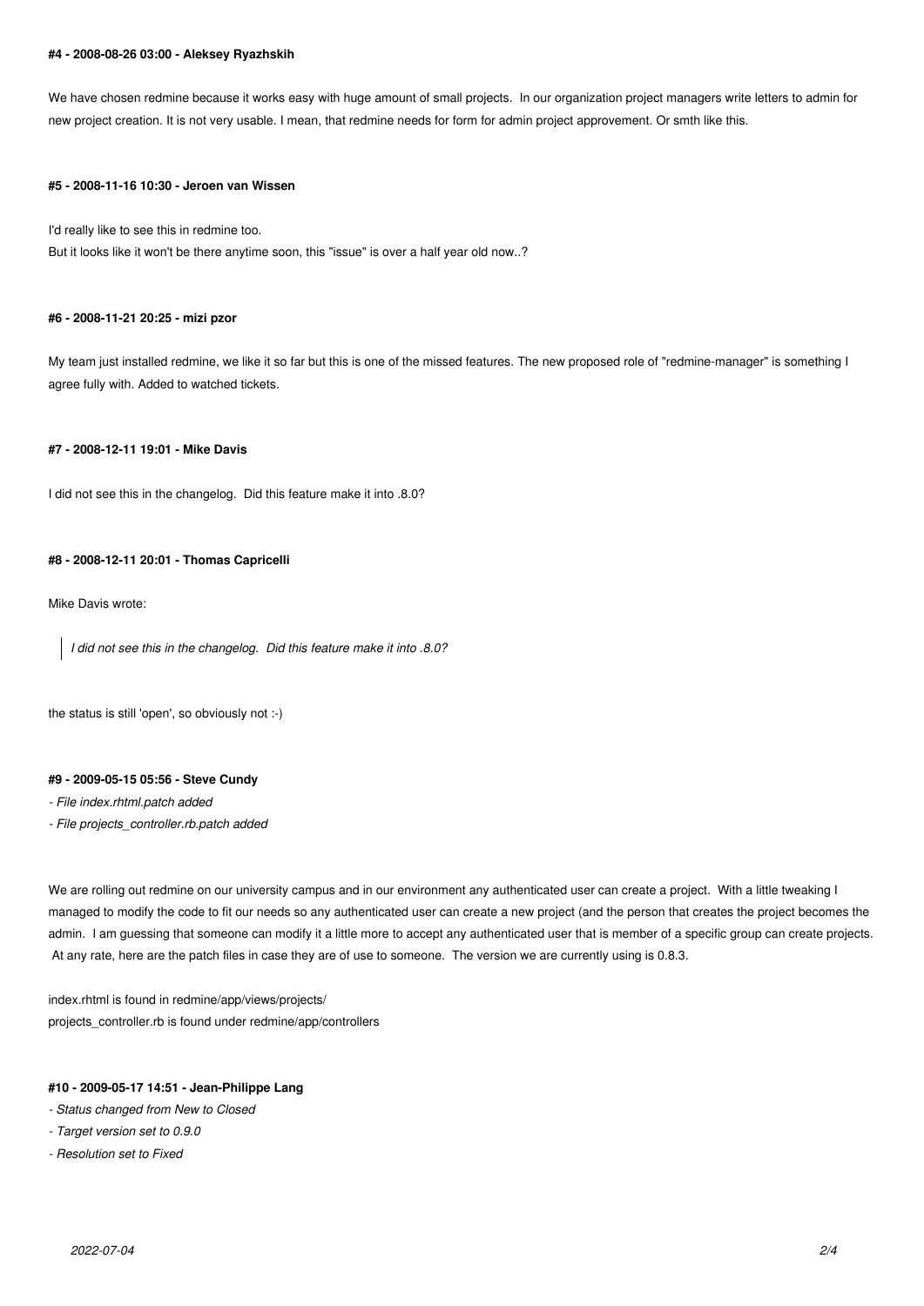#### #4 - 2008-08-26 03:00 - Aleksey Ryazhskih

We have chosen redmine because it works easy with huge amount of small projects. In our organization project managers write letters to admin for new project creation. It is not very usable. I mean, that redmine needs for form for admin project approvement. Or smth like this.

#### #5 - 2008-11-16 10:30 - Jeroen van Wissen

I'd really like to see this in redmine too.
But it looks like it won't be there anytime soon, this "issue" is over a half year old now..?

#### #6 - 2008-11-21 20:25 - mizi pzor

My team just installed redmine, we like it so far but this is one of the missed features. The new proposed role of "redmine-manager" is something I agree fully with. Added to watched tickets.

#### #7 - 2008-12-11 19:01 - Mike Davis

I did not see this in the changelog. Did this feature make it into .8.0?

#### #8 - 2008-12-11 20:01 - Thomas Capricelli

Mike Davis wrote:

> *I did not see this in the changelog. Did this feature make it into .8.0?*

the status is still 'open', so obviously not :-)

#### #9 - 2009-05-15 05:56 - Steve Cundy

- *File index.rhtml.patch added*
- *File projects_controller.rb.patch added*

We are rolling out redmine on our university campus and in our environment any authenticated user can create a project. With a little tweaking I managed to modify the code to fit our needs so any authenticated user can create a new project (and the person that creates the project becomes the admin. I am guessing that someone can modify it a little more to accept any authenticated user that is member of a specific group can create projects. At any rate, here are the patch files in case they are of use to someone. The version we are currently using is 0.8.3.

index.rhtml is found in redmine/app/views/projects/
projects_controller.rb is found under redmine/app/controllers

#### #10 - 2009-05-17 14:51 - Jean-Philippe Lang

- *Status changed from New to Closed*
- *Target version set to 0.9.0*
- *Resolution set to Fixed*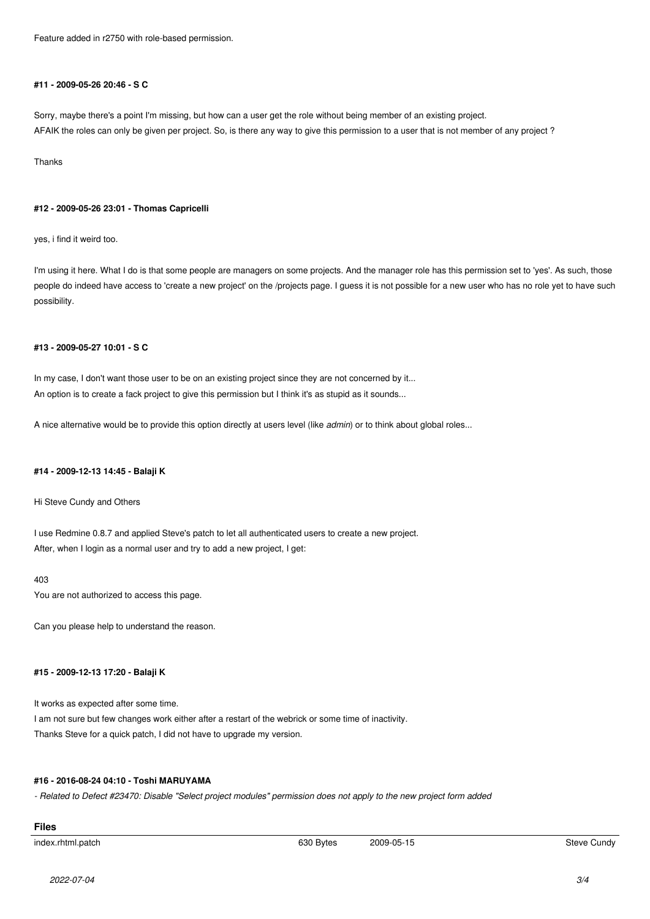Feature added in r2750 with role-based permission.

#### #11 - 2009-05-26 20:46 - S C

Sorry, maybe there's a point I'm missing, but how can a user get the role without being member of an existing project.
AFAIK the roles can only be given per project. So, is there any way to give this permission to a user that is not member of any project ?

Thanks

#### #12 - 2009-05-26 23:01 - Thomas Capricelli

yes, i find it weird too.

I'm using it here. What I do is that some people are managers on some projects. And the manager role has this permission set to 'yes'. As such, those people do indeed have access to 'create a new project' on the /projects page. I guess it is not possible for a new user who has no role yet to have such possibility.

#### #13 - 2009-05-27 10:01 - S C

In my case, I don't want those user to be on an existing project since they are not concerned by it...
An option is to create a fack project to give this permission but I think it's as stupid as it sounds...

A nice alternative would be to provide this option directly at users level (like *admin*) or to think about global roles...

#### #14 - 2009-12-13 14:45 - Balaji K

Hi Steve Cundy and Others

I use Redmine 0.8.7 and applied Steve's patch to let all authenticated users to create a new project.
After, when I login as a normal user and try to add a new project, I get:

403
You are not authorized to access this page.

Can you please help to understand the reason.

#### #15 - 2009-12-13 17:20 - Balaji K

It works as expected after some time.
I am not sure but few changes work either after a restart of the webrick or some time of inactivity.
Thanks Steve for a quick patch, I did not have to upgrade my version.

#### #16 - 2016-08-24 04:10 - Toshi MARUYAMA

*- Related to Defect #23470: Disable "Select project modules" permission does not apply to the new project form added*

### Files

| | | | |
|---|---|---|---|
| index.rhtml.patch | 630 Bytes | 2009-05-15 | Steve Cundy |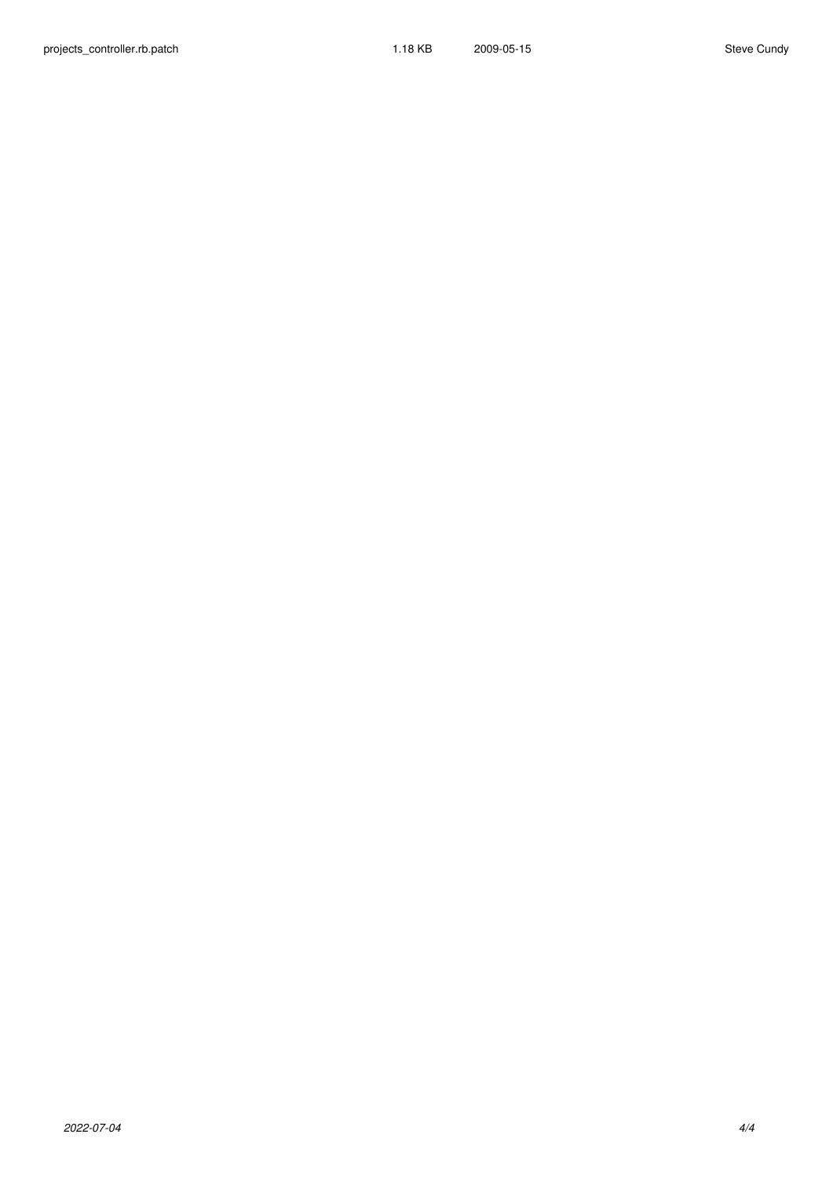projects_controller.rb.patch 1.18 KB 2009-05-15 Steve Cundy